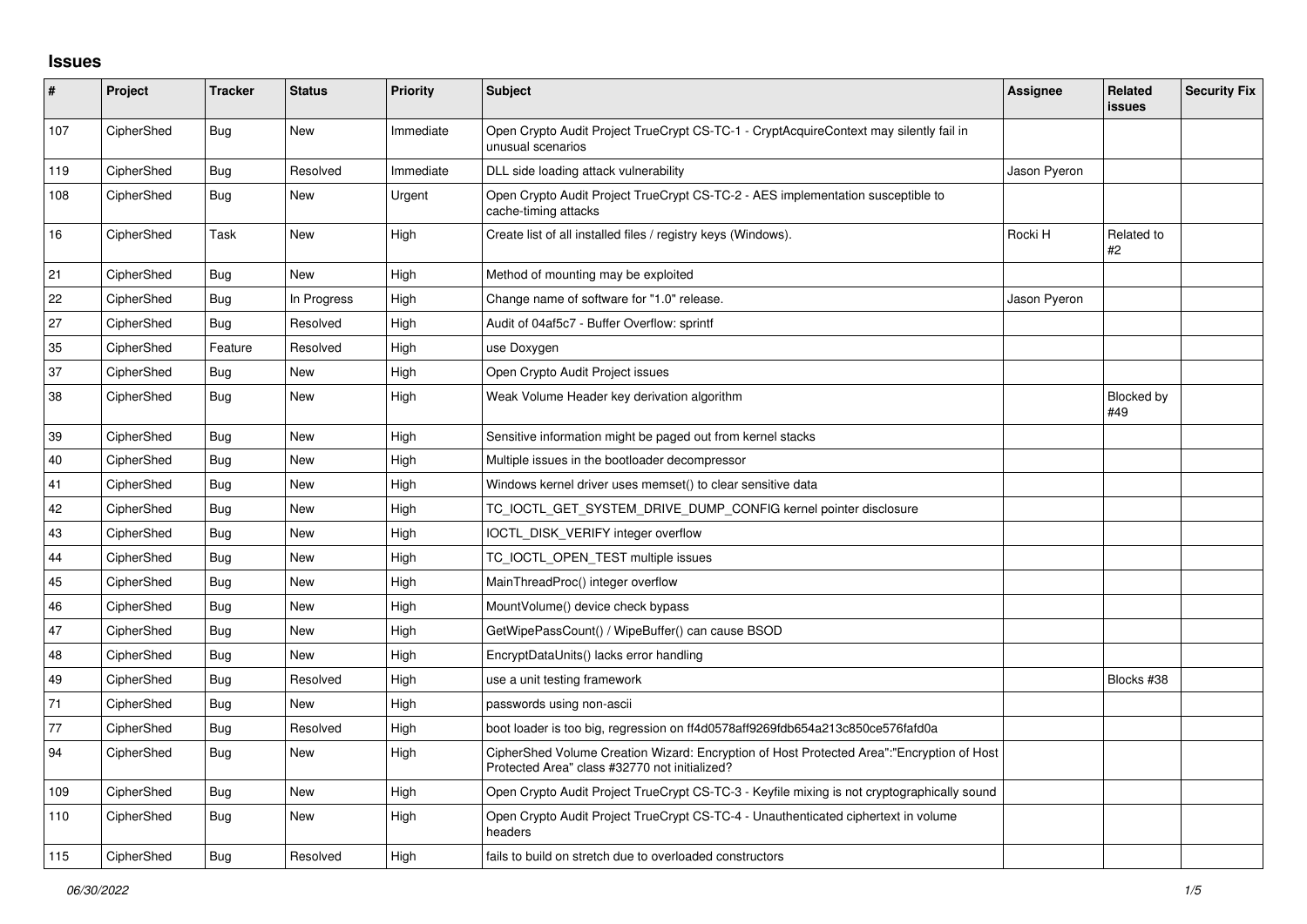## Issues

| # | Project | Tracker | Status | Priority | Subject | Assignee | Related issues | Security Fix |
|---|---|---|---|---|---|---|---|---|
| 107 | CipherShed | Bug | New | Immediate | Open Crypto Audit Project TrueCrypt CS-TC-1 - CryptAcquireContext may silently fail in unusual scenarios | | | |
| 119 | CipherShed | Bug | Resolved | Immediate | DLL side loading attack vulnerability | Jason Pyeron | | |
| 108 | CipherShed | Bug | New | Urgent | Open Crypto Audit Project TrueCrypt CS-TC-2 - AES implementation susceptible to cache-timing attacks | | | |
| 16 | CipherShed | Task | New | High | Create list of all installed files / registry keys (Windows). | Rocki H | Related to #2 | |
| 21 | CipherShed | Bug | New | High | Method of mounting may be exploited | | | |
| 22 | CipherShed | Bug | In Progress | High | Change name of software for "1.0" release. | Jason Pyeron | | |
| 27 | CipherShed | Bug | Resolved | High | Audit of 04af5c7 - Buffer Overflow: sprintf | | | |
| 35 | CipherShed | Feature | Resolved | High | use Doxygen | | | |
| 37 | CipherShed | Bug | New | High | Open Crypto Audit Project issues | | | |
| 38 | CipherShed | Bug | New | High | Weak Volume Header key derivation algorithm | | Blocked by #49 | |
| 39 | CipherShed | Bug | New | High | Sensitive information might be paged out from kernel stacks | | | |
| 40 | CipherShed | Bug | New | High | Multiple issues in the bootloader decompressor | | | |
| 41 | CipherShed | Bug | New | High | Windows kernel driver uses memset() to clear sensitive data | | | |
| 42 | CipherShed | Bug | New | High | TC_IOCTL_GET_SYSTEM_DRIVE_DUMP_CONFIG kernel pointer disclosure | | | |
| 43 | CipherShed | Bug | New | High | IOCTL_DISK_VERIFY integer overflow | | | |
| 44 | CipherShed | Bug | New | High | TC_IOCTL_OPEN_TEST multiple issues | | | |
| 45 | CipherShed | Bug | New | High | MainThreadProc() integer overflow | | | |
| 46 | CipherShed | Bug | New | High | MountVolume() device check bypass | | | |
| 47 | CipherShed | Bug | New | High | GetWipePassCount() / WipeBuffer() can cause BSOD | | | |
| 48 | CipherShed | Bug | New | High | EncryptDataUnits() lacks error handling | | | |
| 49 | CipherShed | Bug | Resolved | High | use a unit testing framework | | Blocks #38 | |
| 71 | CipherShed | Bug | New | High | passwords using non-ascii | | | |
| 77 | CipherShed | Bug | Resolved | High | boot loader is too big, regression on ff4d0578aff9269fdb654a213c850ce576fafd0a | | | |
| 94 | CipherShed | Bug | New | High | CipherShed Volume Creation Wizard: Encryption of Host Protected Area":"Encryption of Host Protected Area" class #32770 not initialized? | | | |
| 109 | CipherShed | Bug | New | High | Open Crypto Audit Project TrueCrypt CS-TC-3 - Keyfile mixing is not cryptographically sound | | | |
| 110 | CipherShed | Bug | New | High | Open Crypto Audit Project TrueCrypt CS-TC-4 - Unauthenticated ciphertext in volume headers | | | |
| 115 | CipherShed | Bug | Resolved | High | fails to build on stretch due to overloaded constructors | | | |

*06/30/2022*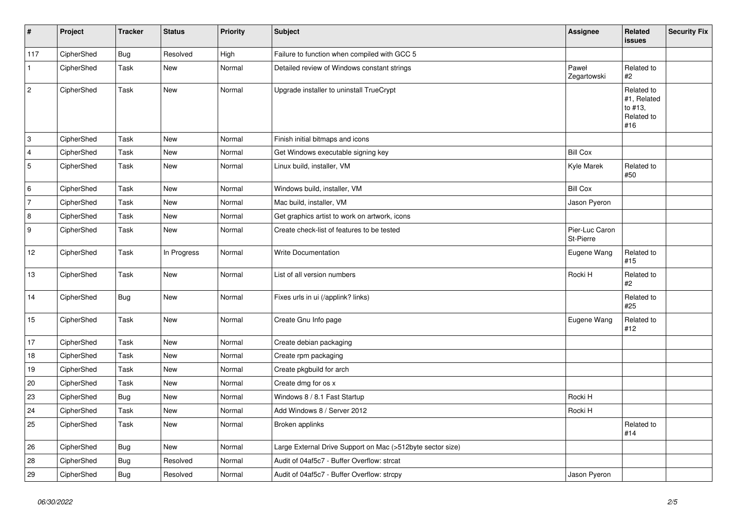| # | Project | Tracker | Status | Priority | Subject | Assignee | Related issues | Security Fix |
|---|---|---|---|---|---|---|---|---|
| 117 | CipherShed | Bug | Resolved | High | Failure to function when compiled with GCC 5 | | | |
| 1 | CipherShed | Task | New | Normal | Detailed review of Windows constant strings | Paweł Zegartowski | Related to #2 | |
| 2 | CipherShed | Task | New | Normal | Upgrade installer to uninstall TrueCrypt | | Related to #1, Related to #13, Related to #16 | |
| 3 | CipherShed | Task | New | Normal | Finish initial bitmaps and icons | | | |
| 4 | CipherShed | Task | New | Normal | Get Windows executable signing key | Bill Cox | | |
| 5 | CipherShed | Task | New | Normal | Linux build, installer, VM | Kyle Marek | Related to #50 | |
| 6 | CipherShed | Task | New | Normal | Windows build, installer, VM | Bill Cox | | |
| 7 | CipherShed | Task | New | Normal | Mac build, installer, VM | Jason Pyeron | | |
| 8 | CipherShed | Task | New | Normal | Get graphics artist to work on artwork, icons | | | |
| 9 | CipherShed | Task | New | Normal | Create check-list of features to be tested | Pier-Luc Caron St-Pierre | | |
| 12 | CipherShed | Task | In Progress | Normal | Write Documentation | Eugene Wang | Related to #15 | |
| 13 | CipherShed | Task | New | Normal | List of all version numbers | Rocki H | Related to #2 | |
| 14 | CipherShed | Bug | New | Normal | Fixes urls in ui (/applink? links) | | Related to #25 | |
| 15 | CipherShed | Task | New | Normal | Create Gnu Info page | Eugene Wang | Related to #12 | |
| 17 | CipherShed | Task | New | Normal | Create debian packaging | | | |
| 18 | CipherShed | Task | New | Normal | Create rpm packaging | | | |
| 19 | CipherShed | Task | New | Normal | Create pkgbuild for arch | | | |
| 20 | CipherShed | Task | New | Normal | Create dmg for os x | | | |
| 23 | CipherShed | Bug | New | Normal | Windows 8 / 8.1 Fast Startup | Rocki H | | |
| 24 | CipherShed | Task | New | Normal | Add Windows 8 / Server 2012 | Rocki H | | |
| 25 | CipherShed | Task | New | Normal | Broken applinks | | Related to #14 | |
| 26 | CipherShed | Bug | New | Normal | Large External Drive Support on Mac (>512byte sector size) | | | |
| 28 | CipherShed | Bug | Resolved | Normal | Audit of 04af5c7 - Buffer Overflow: strcat | | | |
| 29 | CipherShed | Bug | Resolved | Normal | Audit of 04af5c7 - Buffer Overflow: strcpy | Jason Pyeron | | |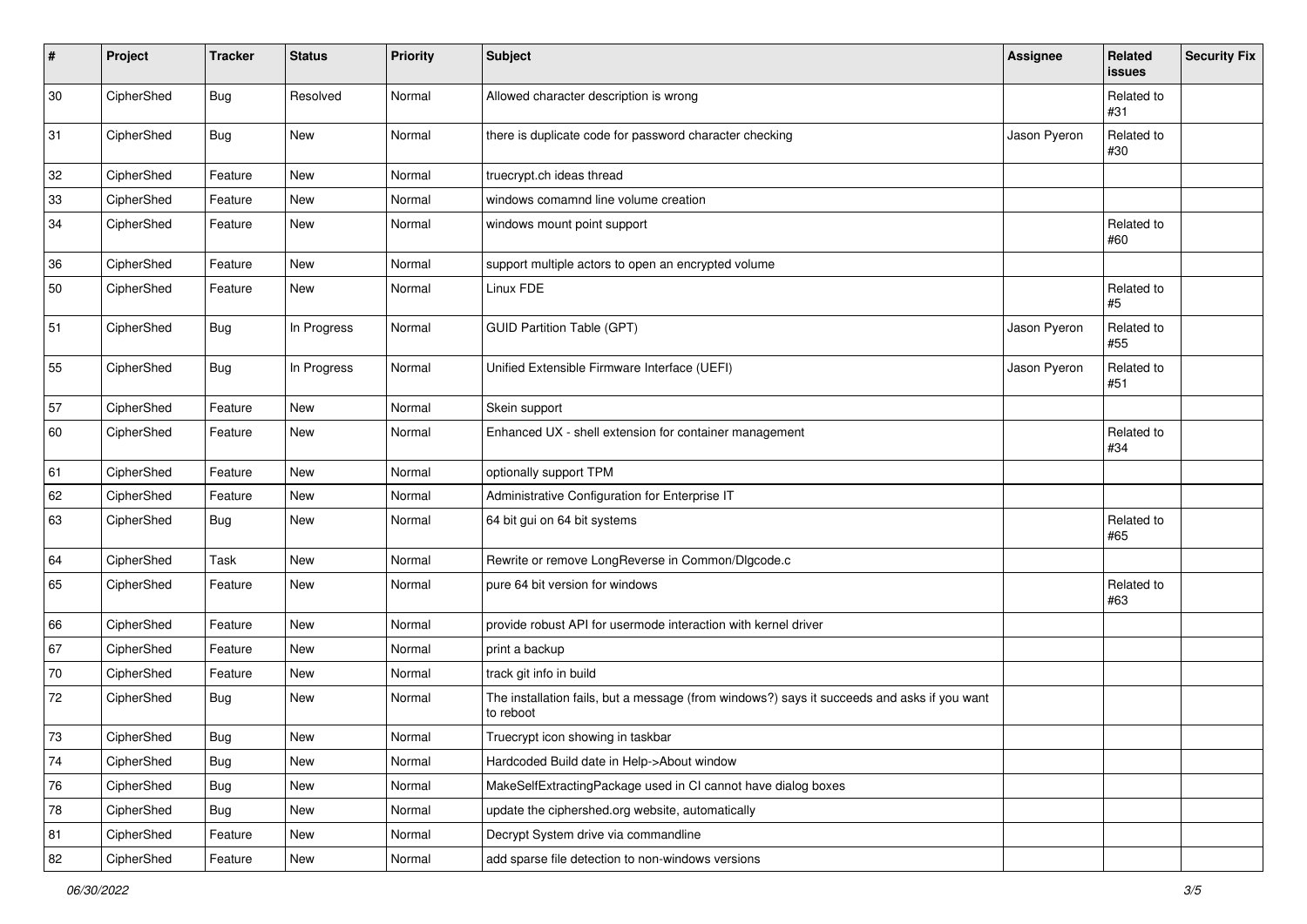| # | Project | Tracker | Status | Priority | Subject | Assignee | Related issues | Security Fix |
|---|---|---|---|---|---|---|---|---|
| 30 | CipherShed | Bug | Resolved | Normal | Allowed character description is wrong | | Related to #31 | |
| 31 | CipherShed | Bug | New | Normal | there is duplicate code for password character checking | Jason Pyeron | Related to #30 | |
| 32 | CipherShed | Feature | New | Normal | truecrypt.ch ideas thread | | | |
| 33 | CipherShed | Feature | New | Normal | windows comamnd line volume creation | | | |
| 34 | CipherShed | Feature | New | Normal | windows mount point support | | Related to #60 | |
| 36 | CipherShed | Feature | New | Normal | support multiple actors to open an encrypted volume | | | |
| 50 | CipherShed | Feature | New | Normal | Linux FDE | | Related to #5 | |
| 51 | CipherShed | Bug | In Progress | Normal | GUID Partition Table (GPT) | Jason Pyeron | Related to #55 | |
| 55 | CipherShed | Bug | In Progress | Normal | Unified Extensible Firmware Interface (UEFI) | Jason Pyeron | Related to #51 | |
| 57 | CipherShed | Feature | New | Normal | Skein support | | | |
| 60 | CipherShed | Feature | New | Normal | Enhanced UX - shell extension for container management | | Related to #34 | |
| 61 | CipherShed | Feature | New | Normal | optionally support TPM | | | |
| 62 | CipherShed | Feature | New | Normal | Administrative Configuration for Enterprise IT | | | |
| 63 | CipherShed | Bug | New | Normal | 64 bit gui on 64 bit systems | | Related to #65 | |
| 64 | CipherShed | Task | New | Normal | Rewrite or remove LongReverse in Common/Dlgcode.c | | | |
| 65 | CipherShed | Feature | New | Normal | pure 64 bit version for windows | | Related to #63 | |
| 66 | CipherShed | Feature | New | Normal | provide robust API for usermode interaction with kernel driver | | | |
| 67 | CipherShed | Feature | New | Normal | print a backup | | | |
| 70 | CipherShed | Feature | New | Normal | track git info in build | | | |
| 72 | CipherShed | Bug | New | Normal | The installation fails, but a message (from windows?) says it succeeds and asks if you want to reboot | | | |
| 73 | CipherShed | Bug | New | Normal | Truecrypt icon showing in taskbar | | | |
| 74 | CipherShed | Bug | New | Normal | Hardcoded Build date in Help->About window | | | |
| 76 | CipherShed | Bug | New | Normal | MakeSelfExtractingPackage used in CI cannot have dialog boxes | | | |
| 78 | CipherShed | Bug | New | Normal | update the ciphershed.org website, automatically | | | |
| 81 | CipherShed | Feature | New | Normal | Decrypt System drive via commandline | | | |
| 82 | CipherShed | Feature | New | Normal | add sparse file detection to non-windows versions | | | |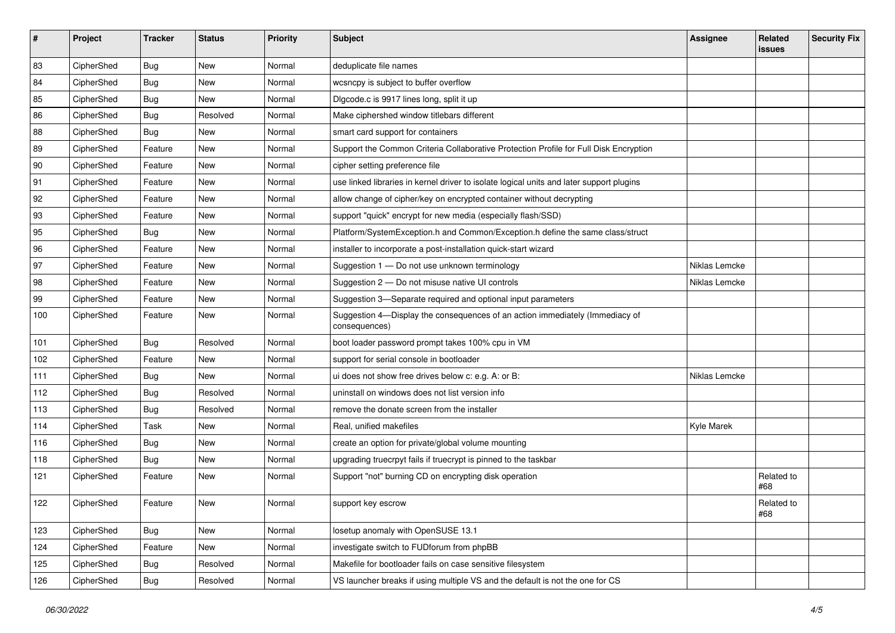| # | Project | Tracker | Status | Priority | Subject | Assignee | Related issues | Security Fix |
|---|---|---|---|---|---|---|---|---|
| 83 | CipherShed | Bug | New | Normal | deduplicate file names | | | |
| 84 | CipherShed | Bug | New | Normal | wcsncpy is subject to buffer overflow | | | |
| 85 | CipherShed | Bug | New | Normal | Dlgcode.c is 9917 lines long, split it up | | | |
| 86 | CipherShed | Bug | Resolved | Normal | Make ciphershed window titlebars different | | | |
| 88 | CipherShed | Bug | New | Normal | smart card support for containers | | | |
| 89 | CipherShed | Feature | New | Normal | Support the Common Criteria Collaborative Protection Profile for Full Disk Encryption | | | |
| 90 | CipherShed | Feature | New | Normal | cipher setting preference file | | | |
| 91 | CipherShed | Feature | New | Normal | use linked libraries in kernel driver to isolate logical units and later support plugins | | | |
| 92 | CipherShed | Feature | New | Normal | allow change of cipher/key on encrypted container without decrypting | | | |
| 93 | CipherShed | Feature | New | Normal | support "quick" encrypt for new media (especially flash/SSD) | | | |
| 95 | CipherShed | Bug | New | Normal | Platform/SystemException.h and Common/Exception.h define the same class/struct | | | |
| 96 | CipherShed | Feature | New | Normal | installer to incorporate a post-installation quick-start wizard | | | |
| 97 | CipherShed | Feature | New | Normal | Suggestion 1 — Do not use unknown terminology | Niklas Lemcke | | |
| 98 | CipherShed | Feature | New | Normal | Suggestion 2 — Do not misuse native UI controls | Niklas Lemcke | | |
| 99 | CipherShed | Feature | New | Normal | Suggestion 3—Separate required and optional input parameters | | | |
| 100 | CipherShed | Feature | New | Normal | Suggestion 4—Display the consequences of an action immediately (Immediacy of consequences) | | | |
| 101 | CipherShed | Bug | Resolved | Normal | boot loader password prompt takes 100% cpu in VM | | | |
| 102 | CipherShed | Feature | New | Normal | support for serial console in bootloader | | | |
| 111 | CipherShed | Bug | New | Normal | ui does not show free drives below c: e.g. A: or B: | Niklas Lemcke | | |
| 112 | CipherShed | Bug | Resolved | Normal | uninstall on windows does not list version info | | | |
| 113 | CipherShed | Bug | Resolved | Normal | remove the donate screen from the installer | | | |
| 114 | CipherShed | Task | New | Normal | Real, unified makefiles | Kyle Marek | | |
| 116 | CipherShed | Bug | New | Normal | create an option for private/global volume mounting | | | |
| 118 | CipherShed | Bug | New | Normal | upgrading truecrpyt fails if truecrypt is pinned to the taskbar | | | |
| 121 | CipherShed | Feature | New | Normal | Support "not" burning CD on encrypting disk operation | | Related to #68 | |
| 122 | CipherShed | Feature | New | Normal | support key escrow | | Related to #68 | |
| 123 | CipherShed | Bug | New | Normal | losetup anomaly with OpenSUSE 13.1 | | | |
| 124 | CipherShed | Feature | New | Normal | investigate switch to FUDforum from phpBB | | | |
| 125 | CipherShed | Bug | Resolved | Normal | Makefile for bootloader fails on case sensitive filesystem | | | |
| 126 | CipherShed | Bug | Resolved | Normal | VS launcher breaks if using multiple VS and the default is not the one for CS | | | |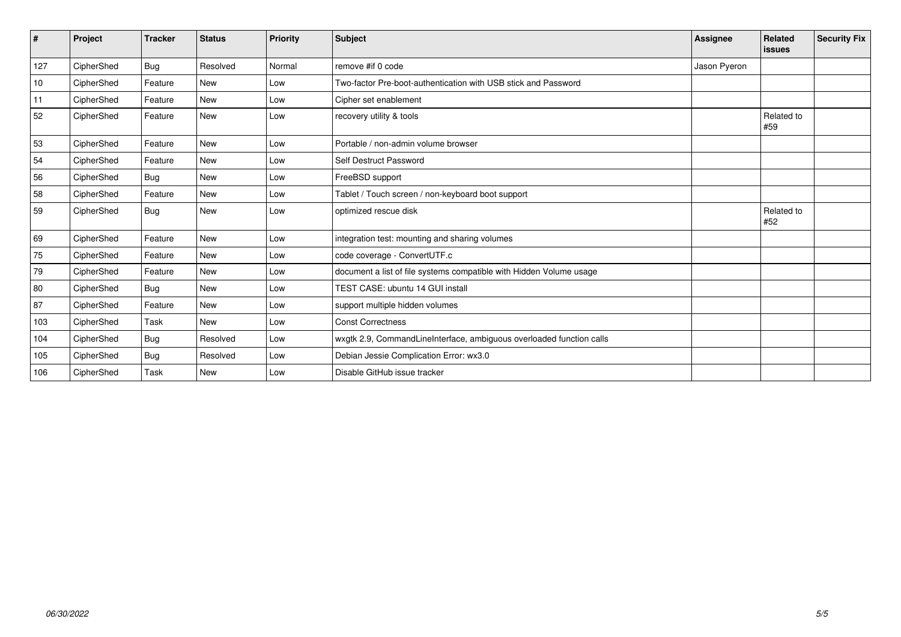| # | Project | Tracker | Status | Priority | Subject | Assignee | Related issues | Security Fix |
|---|---|---|---|---|---|---|---|---|
| 127 | CipherShed | Bug | Resolved | Normal | remove #if 0 code | Jason Pyeron | | |
| 10 | CipherShed | Feature | New | Low | Two-factor Pre-boot-authentication with USB stick and Password | | | |
| 11 | CipherShed | Feature | New | Low | Cipher set enablement | | | |
| 52 | CipherShed | Feature | New | Low | recovery utility & tools | | Related to #59 | |
| 53 | CipherShed | Feature | New | Low | Portable / non-admin volume browser | | | |
| 54 | CipherShed | Feature | New | Low | Self Destruct Password | | | |
| 56 | CipherShed | Bug | New | Low | FreeBSD support | | | |
| 58 | CipherShed | Feature | New | Low | Tablet / Touch screen / non-keyboard boot support | | | |
| 59 | CipherShed | Bug | New | Low | optimized rescue disk | | Related to #52 | |
| 69 | CipherShed | Feature | New | Low | integration test: mounting and sharing volumes | | | |
| 75 | CipherShed | Feature | New | Low | code coverage - ConvertUTF.c | | | |
| 79 | CipherShed | Feature | New | Low | document a list of file systems compatible with Hidden Volume usage | | | |
| 80 | CipherShed | Bug | New | Low | TEST CASE: ubuntu 14 GUI install | | | |
| 87 | CipherShed | Feature | New | Low | support multiple hidden volumes | | | |
| 103 | CipherShed | Task | New | Low | Const Correctness | | | |
| 104 | CipherShed | Bug | Resolved | Low | wxgtk 2.9, CommandLineInterface, ambiguous overloaded function calls | | | |
| 105 | CipherShed | Bug | Resolved | Low | Debian Jessie Complication Error: wx3.0 | | | |
| 106 | CipherShed | Task | New | Low | Disable GitHub issue tracker | | | |